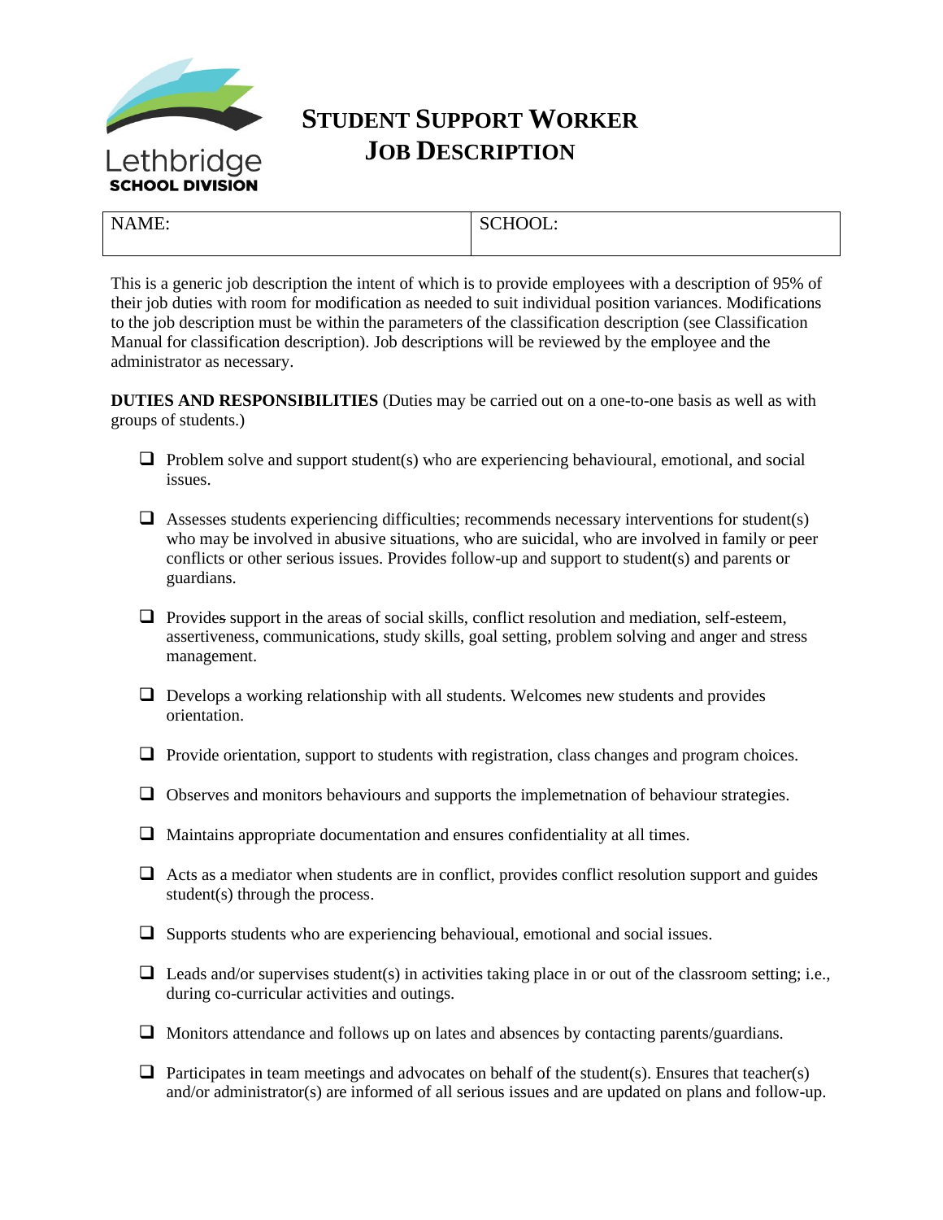Lethbridge
SCHOOL DIVISION

# STUDENT SUPPORT WORKER JOB DESCRIPTION

| NAME: | SCHOOL: |
|---|---|

This is a generic job description the intent of which is to provide employees with a description of 95% of their job duties with room for modification as needed to suit individual position variances. Modifications to the job description must be within the parameters of the classification description (see Classification Manual for classification description). Job descriptions will be reviewed by the employee and the administrator as necessary.

**DUTIES AND RESPONSIBILITIES** (Duties may be carried out on a one-to-one basis as well as with groups of students.)

- ❑ Problem solve and support student(s) who are experiencing behavioural, emotional, and social issues.
- ❑ Assesses students experiencing difficulties; recommends necessary interventions for student(s) who may be involved in abusive situations, who are suicidal, who are involved in family or peer conflicts or other serious issues. Provides follow-up and support to student(s) and parents or guardians.
- ❑ Provides support in the areas of social skills, conflict resolution and mediation, self-esteem, assertiveness, communications, study skills, goal setting, problem solving and anger and stress management.
- ❑ Develops a working relationship with all students. Welcomes new students and provides orientation.
- ❑ Provide orientation, support to students with registration, class changes and program choices.
- ❑ Observes and monitors behaviours and supports the implemetnation of behaviour strategies.
- ❑ Maintains appropriate documentation and ensures confidentiality at all times.
- ❑ Acts as a mediator when students are in conflict, provides conflict resolution support and guides student(s) through the process.
- ❑ Supports students who are experiencing behavioual, emotional and social issues.
- ❑ Leads and/or supervises student(s) in activities taking place in or out of the classroom setting; i.e., during co-curricular activities and outings.
- ❑ Monitors attendance and follows up on lates and absences by contacting parents/guardians.
- ❑ Participates in team meetings and advocates on behalf of the student(s). Ensures that teacher(s) and/or administrator(s) are informed of all serious issues and are updated on plans and follow-up.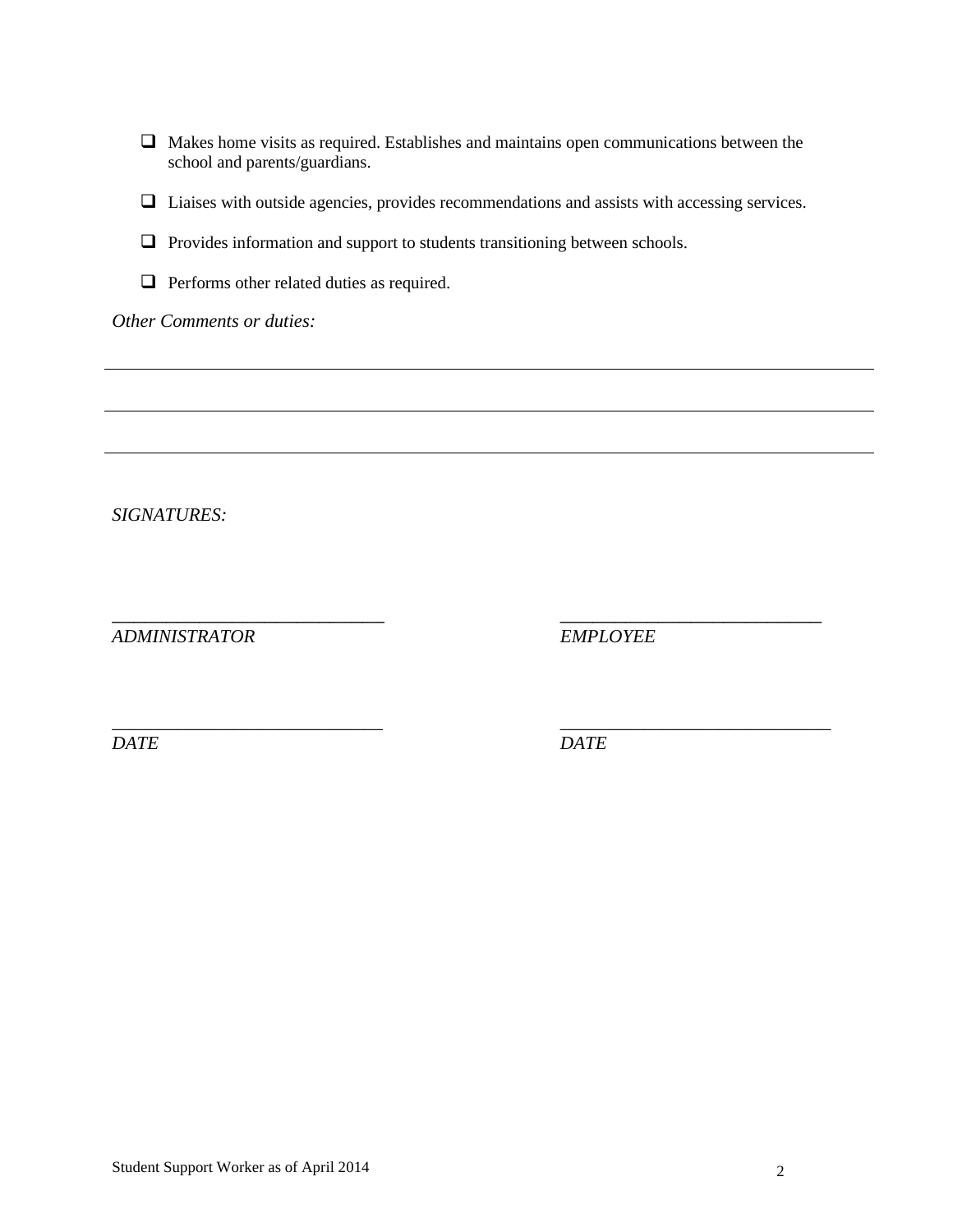- [ ] Makes home visits as required. Establishes and maintains open communications between the school and parents/guardians.
- [ ] Liaises with outside agencies, provides recommendations and assists with accessing services.
- [ ] Provides information and support to students transitioning between schools.
- [ ] Performs other related duties as required.

*Other Comments or duties:*

_______________________________________________________________________________

_______________________________________________________________________________

_______________________________________________________________________________

*SIGNATURES:*

_____________________________ 
*ADMINISTRATOR*

_____________________________ 
*EMPLOYEE*

_____________________________ 
*DATE*

_____________________________ 
*DATE*